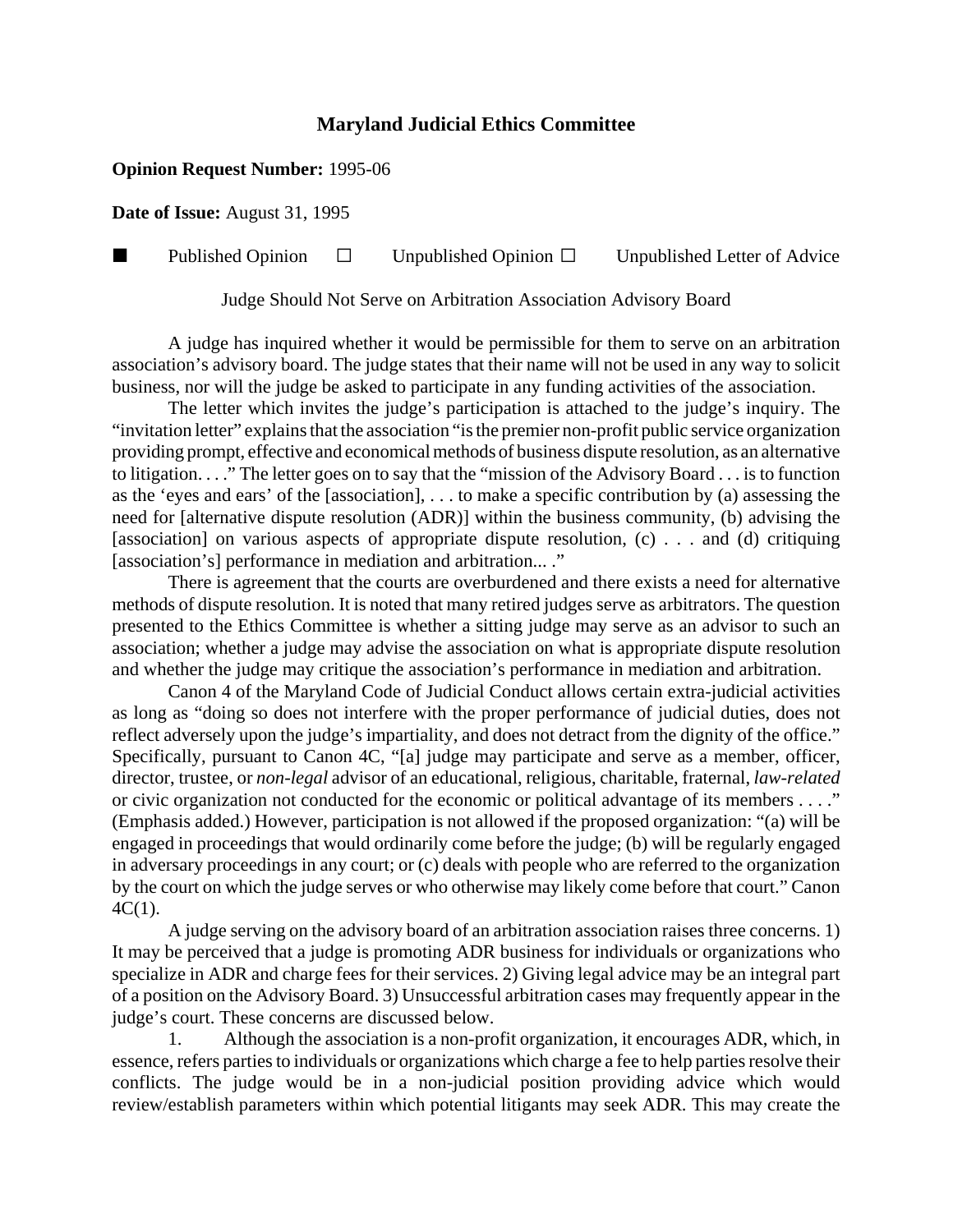# Maryland Judicial Ethics Committee

**Opinion Request Number:** 1995-06

**Date of Issue:** August 31, 1995

■ Published Opinion ☐ Unpublished Opinion ☐ Unpublished Letter of Advice

Judge Should Not Serve on Arbitration Association Advisory Board

A judge has inquired whether it would be permissible for them to serve on an arbitration association's advisory board. The judge states that their name will not be used in any way to solicit business, nor will the judge be asked to participate in any funding activities of the association.

The letter which invites the judge's participation is attached to the judge's inquiry. The "invitation letter" explains that the association "is the premier non-profit public service organization providing prompt, effective and economical methods of business dispute resolution, as an alternative to litigation. . . ." The letter goes on to say that the "mission of the Advisory Board . . . is to function as the 'eyes and ears' of the [association], . . . to make a specific contribution by (a) assessing the need for [alternative dispute resolution (ADR)] within the business community, (b) advising the [association] on various aspects of appropriate dispute resolution, (c) . . . and (d) critiquing [association's] performance in mediation and arbitration... ."

There is agreement that the courts are overburdened and there exists a need for alternative methods of dispute resolution. It is noted that many retired judges serve as arbitrators. The question presented to the Ethics Committee is whether a sitting judge may serve as an advisor to such an association; whether a judge may advise the association on what is appropriate dispute resolution and whether the judge may critique the association's performance in mediation and arbitration.

Canon 4 of the Maryland Code of Judicial Conduct allows certain extra-judicial activities as long as "doing so does not interfere with the proper performance of judicial duties, does not reflect adversely upon the judge's impartiality, and does not detract from the dignity of the office." Specifically, pursuant to Canon 4C, "[a] judge may participate and serve as a member, officer, director, trustee, or *non-legal* advisor of an educational, religious, charitable, fraternal, *law-related* or civic organization not conducted for the economic or political advantage of its members . . . ." (Emphasis added.) However, participation is not allowed if the proposed organization: "(a) will be engaged in proceedings that would ordinarily come before the judge; (b) will be regularly engaged in adversary proceedings in any court; or (c) deals with people who are referred to the organization by the court on which the judge serves or who otherwise may likely come before that court." Canon 4C(1).

A judge serving on the advisory board of an arbitration association raises three concerns. 1) It may be perceived that a judge is promoting ADR business for individuals or organizations who specialize in ADR and charge fees for their services. 2) Giving legal advice may be an integral part of a position on the Advisory Board. 3) Unsuccessful arbitration cases may frequently appear in the judge's court. These concerns are discussed below.

1. Although the association is a non-profit organization, it encourages ADR, which, in essence, refers parties to individuals or organizations which charge a fee to help parties resolve their conflicts. The judge would be in a non-judicial position providing advice which would review/establish parameters within which potential litigants may seek ADR. This may create the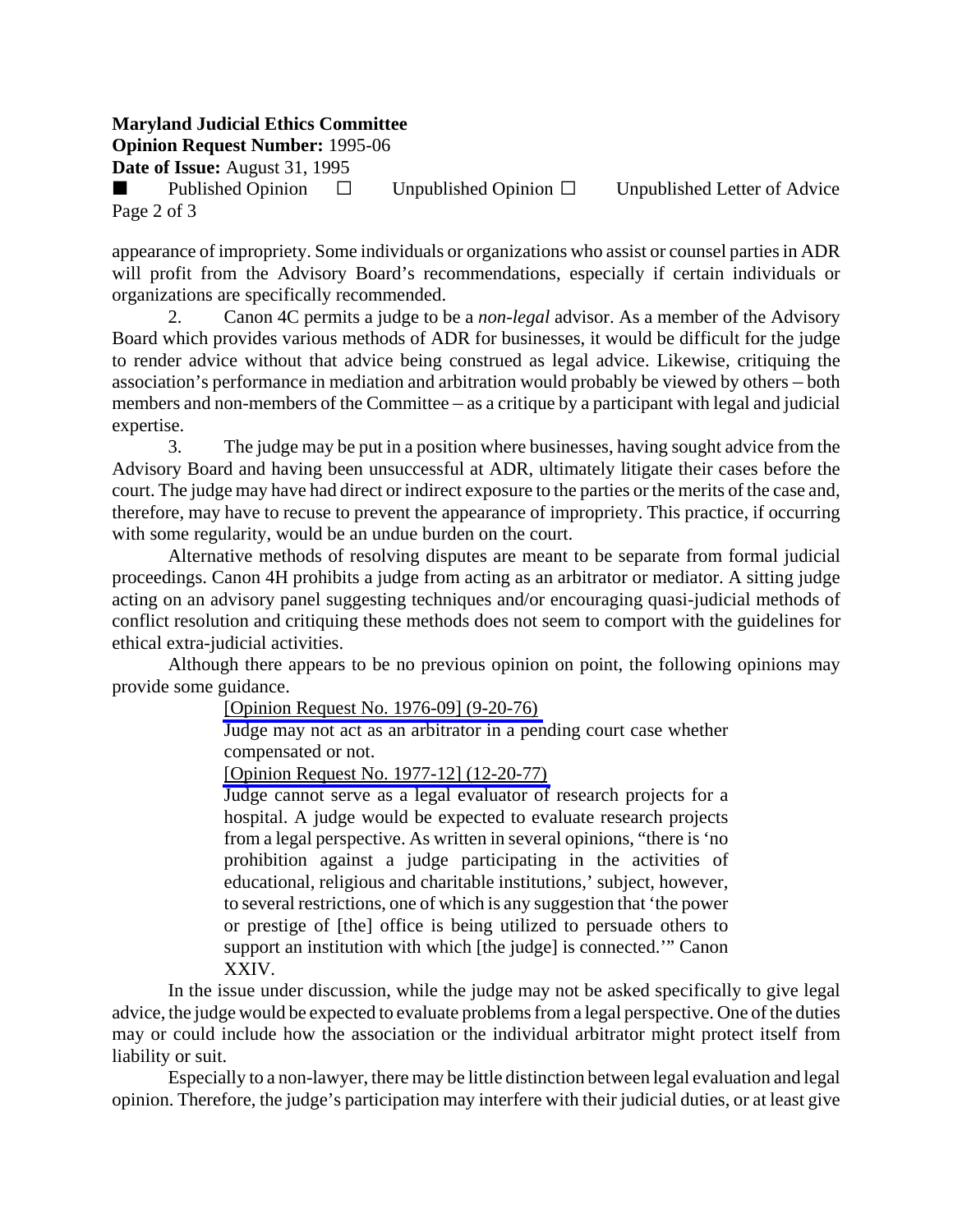appearance of impropriety. Some individuals or organizations who assist or counsel parties in ADR will profit from the Advisory Board's recommendations, especially if certain individuals or organizations are specifically recommended.

2. Canon 4C permits a judge to be a *non-legal* advisor. As a member of the Advisory Board which provides various methods of ADR for businesses, it would be difficult for the judge to render advice without that advice being construed as legal advice. Likewise, critiquing the association's performance in mediation and arbitration would probably be viewed by others – both members and non-members of the Committee – as a critique by a participant with legal and judicial expertise.

3. The judge may be put in a position where businesses, having sought advice from the Advisory Board and having been unsuccessful at ADR, ultimately litigate their cases before the court. The judge may have had direct or indirect exposure to the parties or the merits of the case and, therefore, may have to recuse to prevent the appearance of impropriety. This practice, if occurring with some regularity, would be an undue burden on the court.

Alternative methods of resolving disputes are meant to be separate from formal judicial proceedings. Canon 4H prohibits a judge from acting as an arbitrator or mediator. A sitting judge acting on an advisory panel suggesting techniques and/or encouraging quasi-judicial methods of conflict resolution and critiquing these methods does not seem to comport with the guidelines for ethical extra-judicial activities.

Although there appears to be no previous opinion on point, the following opinions may provide some guidance.

> [Opinion Request No. 1976-09] (9-20-76)
> Judge may not act as an arbitrator in a pending court case whether compensated or not.
>
> [Opinion Request No. 1977-12] (12-20-77)
> Judge cannot serve as a legal evaluator of research projects for a hospital. A judge would be expected to evaluate research projects from a legal perspective. As written in several opinions, "there is 'no prohibition against a judge participating in the activities of educational, religious and charitable institutions,' subject, however, to several restrictions, one of which is any suggestion that 'the power or prestige of [the] office is being utilized to persuade others to support an institution with which [the judge] is connected.'" Canon XXIV.

In the issue under discussion, while the judge may not be asked specifically to give legal advice, the judge would be expected to evaluate problems from a legal perspective. One of the duties may or could include how the association or the individual arbitrator might protect itself from liability or suit.

Especially to a non-lawyer, there may be little distinction between legal evaluation and legal opinion. Therefore, the judge's participation may interfere with their judicial duties, or at least give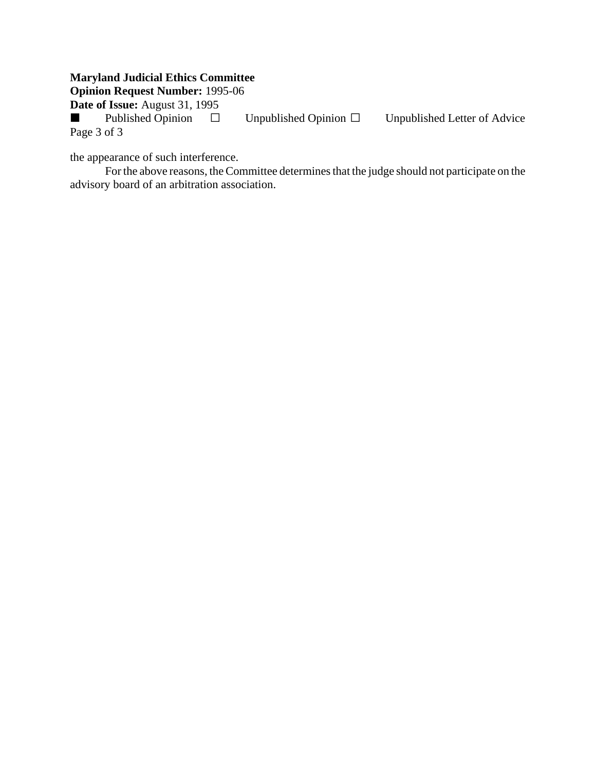the appearance of such interference.

For the above reasons, the Committee determines that the judge should not participate on the advisory board of an arbitration association.